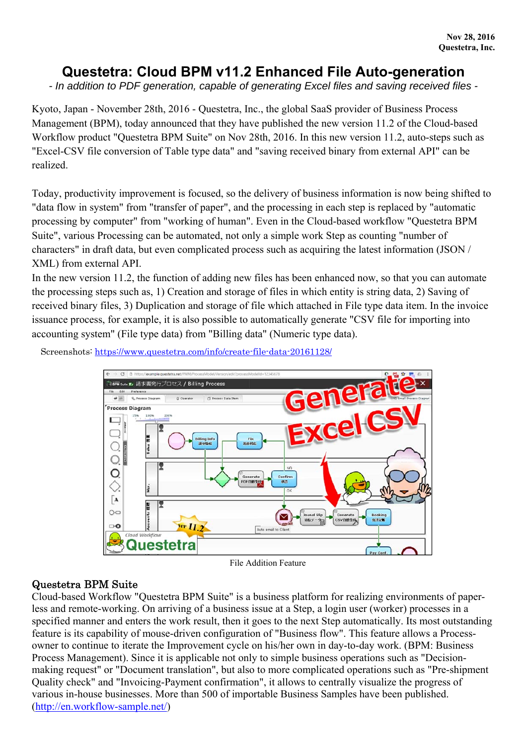Nov 28, 2016
Questetra, Inc.

# Questetra: Cloud BPM v11.2 Enhanced File Auto-generation

*- In addition to PDF generation, capable of generating Excel files and saving received files -*

Kyoto, Japan - November 28th, 2016 - Questetra, Inc., the global SaaS provider of Business Process Management (BPM), today announced that they have published the new version 11.2 of the Cloud-based Workflow product "Questetra BPM Suite" on Nov 28th, 2016. In this new version 11.2, auto-steps such as "Excel-CSV file conversion of Table type data" and "saving received binary from external API" can be realized.

Today, productivity improvement is focused, so the delivery of business information is now being shifted to "data flow in system" from "transfer of paper", and the processing in each step is replaced by "automatic processing by computer" from "working of human". Even in the Cloud-based workflow "Questetra BPM Suite", various Processing can be automated, not only a simple work Step as counting "number of characters" in draft data, but even complicated process such as acquiring the latest information (JSON / XML) from external API.

In the new version 11.2, the function of adding new files has been enhanced now, so that you can automate the processing steps such as, 1) Creation and storage of files in which entity is string data, 2) Saving of received binary files, 3) Duplication and storage of file which attached in File type data item. In the invoice issuance process, for example, it is also possible to automatically generate "CSV file for importing into accounting system" (File type data) from "Billing data" (Numeric type data).

Screenshots: https://www.questetra.com/info/create-file-data-20161128/

File Addition Feature

## Questetra BPM Suite

Cloud-based Workflow "Questetra BPM Suite" is a business platform for realizing environments of paper-less and remote-working. On arriving of a business issue at a Step, a login user (worker) processes in a specified manner and enters the work result, then it goes to the next Step automatically. Its most outstanding feature is its capability of mouse-driven configuration of "Business flow". This feature allows a Process-owner to continue to iterate the Improvement cycle on his/her own in day-to-day work. (BPM: Business Process Management). Since it is applicable not only to simple business operations such as "Decision-making request" or "Document translation", but also to more complicated operations such as "Pre-shipment Quality check" and "Invoicing-Payment confirmation", it allows to centrally visualize the progress of various in-house businesses. More than 500 of importable Business Samples have been published. (http://en.workflow-sample.net/)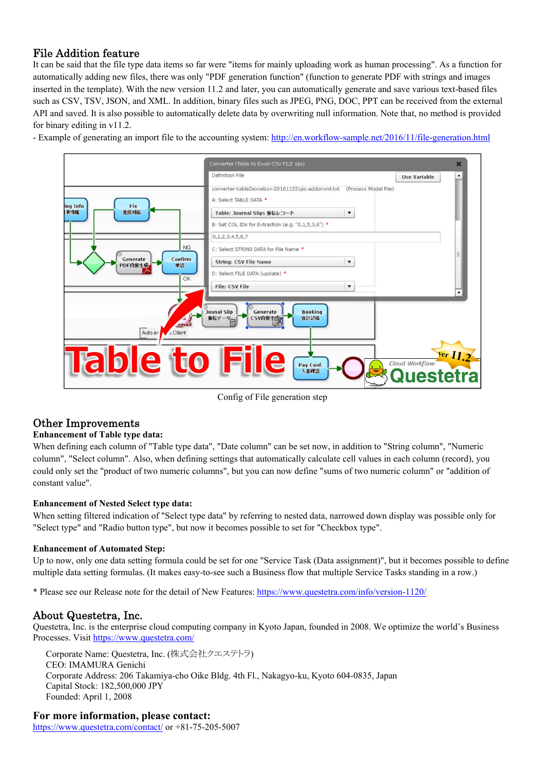## File Addition feature

It can be said that the file type data items so far were "items for mainly uploading work as human processing". As a function for automatically adding new files, there was only "PDF generation function" (function to generate PDF with strings and images inserted in the template). With the new version 11.2 and later, you can automatically generate and save various text-based files such as CSV, TSV, JSON, and XML. In addition, binary files such as JPEG, PNG, DOC, PPT can be received from the external API and saved. It is also possible to automatically delete data by overwriting null information. Note that, no method is provided for binary editing in v11.2.

- Example of generating an import file to the accounting system: http://en.workflow-sample.net/2016/11/file-generation.html

Config of File generation step

## Other Improvements

**Enhancement of Table type data:**

When defining each column of "Table type data", "Date column" can be set now, in addition to "String column", "Numeric column", "Select column". Also, when defining settings that automatically calculate cell values in each column (record), you could only set the "product of two numeric columns", but you can now define "sums of two numeric column" or "addition of constant value".

**Enhancement of Nested Select type data:**

When setting filtered indication of "Select type data" by referring to nested data, narrowed down display was possible only for "Select type" and "Radio button type", but now it becomes possible to set for "Checkbox type".

**Enhancement of Automated Step:**

Up to now, only one data setting formula could be set for one "Service Task (Data assignment)", but it becomes possible to define multiple data setting formulas. (It makes easy-to-see such a Business flow that multiple Service Tasks standing in a row.)

* Please see our Release note for the detail of New Features: https://www.questetra.com/info/version-1120/

## About Questetra, Inc.

Questetra, Inc. is the enterprise cloud computing company in Kyoto Japan, founded in 2008. We optimize the world's Business Processes. Visit https://www.questetra.com/

Corporate Name: Questetra, Inc. (株式会社クエステトラ)
CEO: IMAMURA Genichi
Corporate Address: 206 Takamiya-cho Oike Bldg. 4th Fl., Nakagyo-ku, Kyoto 604-0835, Japan
Capital Stock: 182,500,000 JPY
Founded: April 1, 2008

## For more information, please contact:

https://www.questetra.com/contact/ or +81-75-205-5007